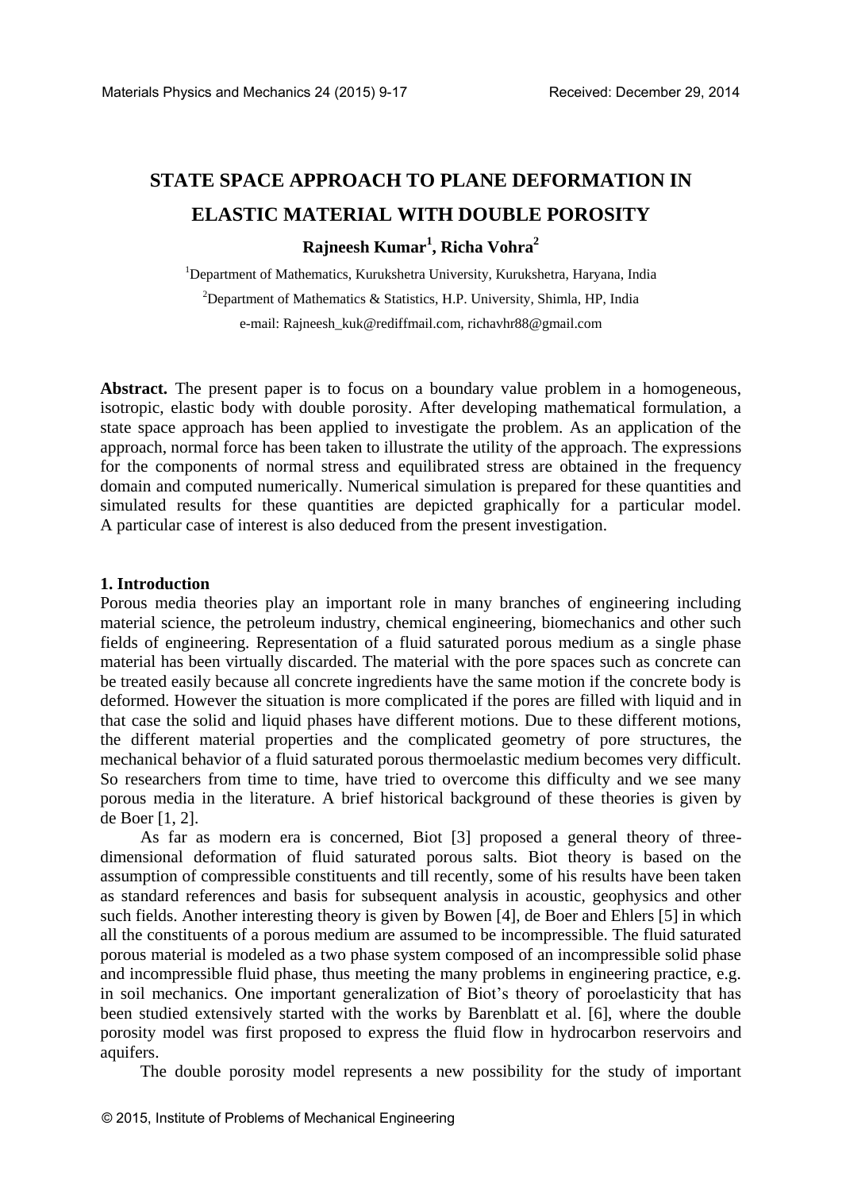# STATE SPACE APPROACH TO PLANE DEFORMATION IN ELASTIC MATERIAL WITH DOUBLE POROSITY

**Rajneesh Kumar[1], Richa Vohra[2]**

[1]Department of Mathematics, Kurukshetra University, Kurukshetra, Haryana, India

[2]Department of Mathematics & Statistics, H.P. University, Shimla, HP, India

e-mail: Rajneesh_kuk@rediffmail.com, richavhr88@gmail.com

**Abstract.** The present paper is to focus on a boundary value problem in a homogeneous, isotropic, elastic body with double porosity. After developing mathematical formulation, a state space approach has been applied to investigate the problem. As an application of the approach, normal force has been taken to illustrate the utility of the approach. The expressions for the components of normal stress and equilibrated stress are obtained in the frequency domain and computed numerically. Numerical simulation is prepared for these quantities and simulated results for these quantities are depicted graphically for a particular model. A particular case of interest is also deduced from the present investigation.

## 1. Introduction

Porous media theories play an important role in many branches of engineering including material science, the petroleum industry, chemical engineering, biomechanics and other such fields of engineering. Representation of a fluid saturated porous medium as a single phase material has been virtually discarded. The material with the pore spaces such as concrete can be treated easily because all concrete ingredients have the same motion if the concrete body is deformed. However the situation is more complicated if the pores are filled with liquid and in that case the solid and liquid phases have different motions. Due to these different motions, the different material properties and the complicated geometry of pore structures, the mechanical behavior of a fluid saturated porous thermoelastic medium becomes very difficult. So researchers from time to time, have tried to overcome this difficulty and we see many porous media in the literature. A brief historical background of these theories is given by de Boer [1, 2].

As far as modern era is concerned, Biot [3] proposed a general theory of three-dimensional deformation of fluid saturated porous salts. Biot theory is based on the assumption of compressible constituents and till recently, some of his results have been taken as standard references and basis for subsequent analysis in acoustic, geophysics and other such fields. Another interesting theory is given by Bowen [4], de Boer and Ehlers [5] in which all the constituents of a porous medium are assumed to be incompressible. The fluid saturated porous material is modeled as a two phase system composed of an incompressible solid phase and incompressible fluid phase, thus meeting the many problems in engineering practice, e.g. in soil mechanics. One important generalization of Biot's theory of poroelasticity that has been studied extensively started with the works by Barenblatt et al. [6], where the double porosity model was first proposed to express the fluid flow in hydrocarbon reservoirs and aquifers.

The double porosity model represents a new possibility for the study of important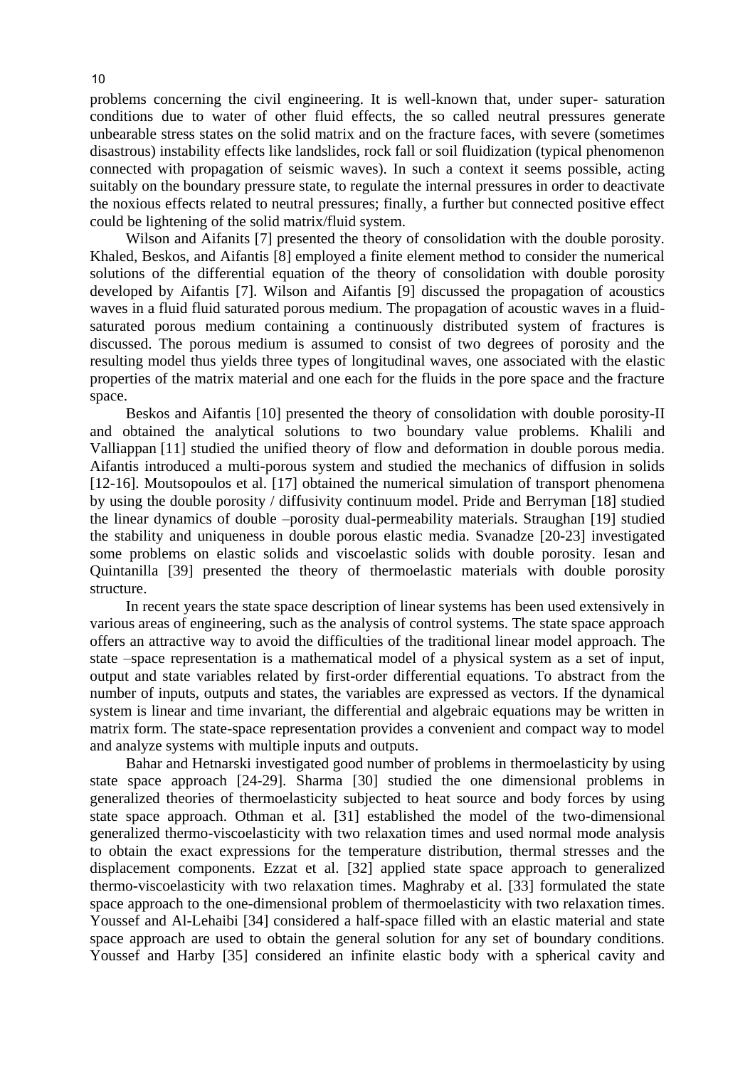problems concerning the civil engineering. It is well-known that, under super- saturation conditions due to water of other fluid effects, the so called neutral pressures generate unbearable stress states on the solid matrix and on the fracture faces, with severe (sometimes disastrous) instability effects like landslides, rock fall or soil fluidization (typical phenomenon connected with propagation of seismic waves). In such a context it seems possible, acting suitably on the boundary pressure state, to regulate the internal pressures in order to deactivate the noxious effects related to neutral pressures; finally, a further but connected positive effect could be lightening of the solid matrix/fluid system.

Wilson and Aifanits [7] presented the theory of consolidation with the double porosity. Khaled, Beskos, and Aifantis [8] employed a finite element method to consider the numerical solutions of the differential equation of the theory of consolidation with double porosity developed by Aifantis [7]. Wilson and Aifantis [9] discussed the propagation of acoustics waves in a fluid fluid saturated porous medium. The propagation of acoustic waves in a fluid-saturated porous medium containing a continuously distributed system of fractures is discussed. The porous medium is assumed to consist of two degrees of porosity and the resulting model thus yields three types of longitudinal waves, one associated with the elastic properties of the matrix material and one each for the fluids in the pore space and the fracture space.

Beskos and Aifantis [10] presented the theory of consolidation with double porosity-II and obtained the analytical solutions to two boundary value problems. Khalili and Valliappan [11] studied the unified theory of flow and deformation in double porous media. Aifantis introduced a multi-porous system and studied the mechanics of diffusion in solids [12-16]. Moutsopoulos et al. [17] obtained the numerical simulation of transport phenomena by using the double porosity / diffusivity continuum model. Pride and Berryman [18] studied the linear dynamics of double –porosity dual-permeability materials. Straughan [19] studied the stability and uniqueness in double porous elastic media. Svanadze [20-23] investigated some problems on elastic solids and viscoelastic solids with double porosity. Iesan and Quintanilla [39] presented the theory of thermoelastic materials with double porosity structure.

In recent years the state space description of linear systems has been used extensively in various areas of engineering, such as the analysis of control systems. The state space approach offers an attractive way to avoid the difficulties of the traditional linear model approach. The state –space representation is a mathematical model of a physical system as a set of input, output and state variables related by first-order differential equations. To abstract from the number of inputs, outputs and states, the variables are expressed as vectors. If the dynamical system is linear and time invariant, the differential and algebraic equations may be written in matrix form. The state-space representation provides a convenient and compact way to model and analyze systems with multiple inputs and outputs.

Bahar and Hetnarski investigated good number of problems in thermoelasticity by using state space approach [24-29]. Sharma [30] studied the one dimensional problems in generalized theories of thermoelasticity subjected to heat source and body forces by using state space approach. Othman et al. [31] established the model of the two-dimensional generalized thermo-viscoelasticity with two relaxation times and used normal mode analysis to obtain the exact expressions for the temperature distribution, thermal stresses and the displacement components. Ezzat et al. [32] applied state space approach to generalized thermo-viscoelasticity with two relaxation times. Maghraby et al. [33] formulated the state space approach to the one-dimensional problem of thermoelasticity with two relaxation times. Youssef and Al-Lehaibi [34] considered a half-space filled with an elastic material and state space approach are used to obtain the general solution for any set of boundary conditions. Youssef and Harby [35] considered an infinite elastic body with a spherical cavity and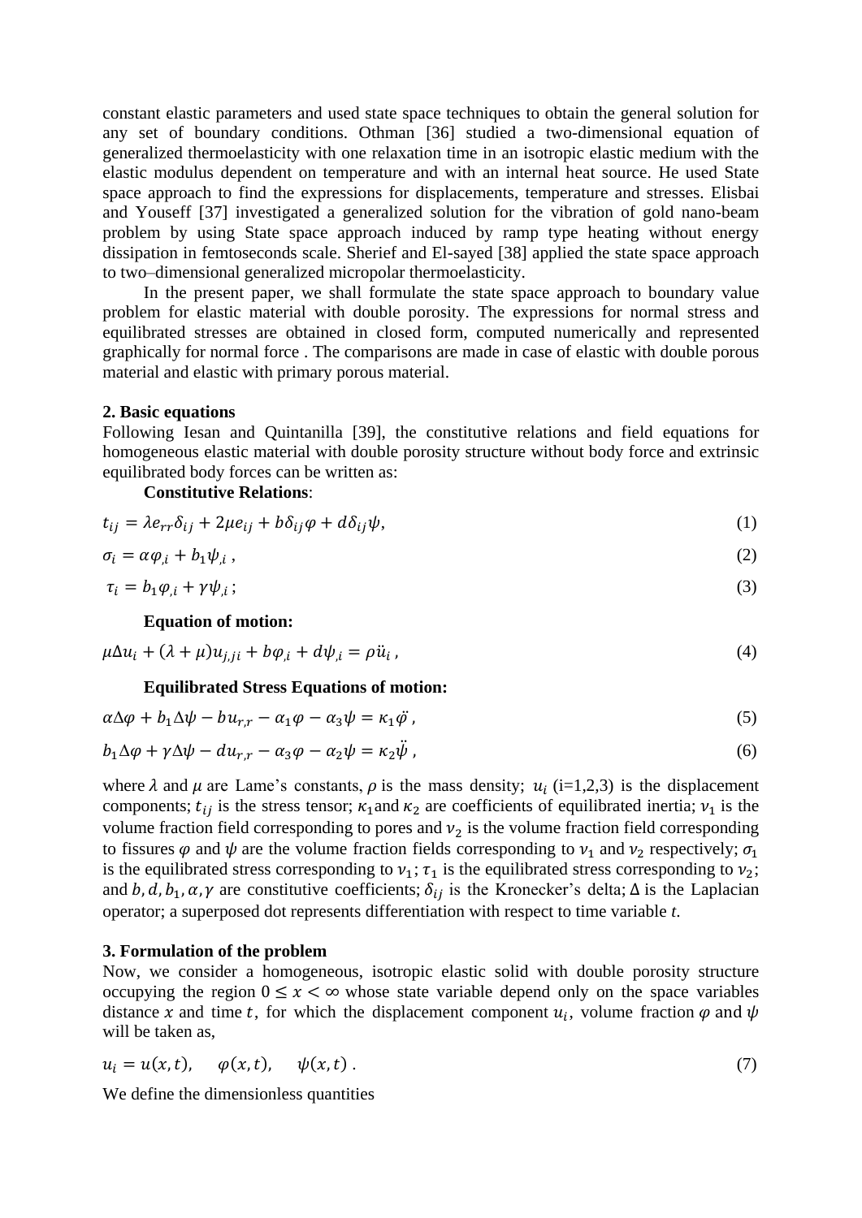constant elastic parameters and used state space techniques to obtain the general solution for any set of boundary conditions. Othman [36] studied a two-dimensional equation of generalized thermoelasticity with one relaxation time in an isotropic elastic medium with the elastic modulus dependent on temperature and with an internal heat source. He used State space approach to find the expressions for displacements, temperature and stresses. Elisbai and Youseff [37] investigated a generalized solution for the vibration of gold nano-beam problem by using State space approach induced by ramp type heating without energy dissipation in femtoseconds scale. Sherief and El-sayed [38] applied the state space approach to two–dimensional generalized micropolar thermoelasticity.

In the present paper, we shall formulate the state space approach to boundary value problem for elastic material with double porosity. The expressions for normal stress and equilibrated stresses are obtained in closed form, computed numerically and represented graphically for normal force . The comparisons are made in case of elastic with double porous material and elastic with primary porous material.

**2. Basic equations**

Following Iesan and Quintanilla [39], the constitutive relations and field equations for homogeneous elastic material with double porosity structure without body force and extrinsic equilibrated body forces can be written as:

**Constitutive Relations**:

$$t_{ij} = \lambda e_{rr}\delta_{ij} + 2\mu e_{ij} + b\delta_{ij}\varphi + d\delta_{ij}\psi, \tag{1}$$

$$\sigma_i = \alpha\varphi_{,i} + b_1\psi_{,i}\,, \tag{2}$$

$$\tau_i = b_1\varphi_{,i} + \gamma\psi_{,i}\,; \tag{3}$$

**Equation of motion:**

$$\mu\Delta u_i + (\lambda+\mu)u_{j,ji} + b\varphi_{,i} + d\psi_{,i} = \rho\ddot{u}_i\,, \tag{4}$$

**Equilibrated Stress Equations of motion:**

$$\alpha\Delta\varphi + b_1\Delta\psi - bu_{r,r} - \alpha_1\varphi - \alpha_3\psi = \kappa_1\ddot{\varphi}\,, \tag{5}$$

$$b_1\Delta\varphi + \gamma\Delta\psi - du_{r,r} - \alpha_3\varphi - \alpha_2\psi = \kappa_2\ddot{\psi}\,, \tag{6}$$

where $\lambda$ and $\mu$ are Lame's constants, $\rho$ is the mass density; $u_i$ (i=1,2,3) is the displacement components; $t_{ij}$ is the stress tensor; $\kappa_1$ and $\kappa_2$ are coefficients of equilibrated inertia; $\nu_1$ is the volume fraction field corresponding to pores and $\nu_2$ is the volume fraction field corresponding to fissures $\varphi$ and $\psi$ are the volume fraction fields corresponding to $\nu_1$ and $\nu_2$ respectively; $\sigma_1$ is the equilibrated stress corresponding to $\nu_1$; $\tau_1$ is the equilibrated stress corresponding to $\nu_2$; and $b, d, b_1, \alpha, \gamma$ are constitutive coefficients; $\delta_{ij}$ is the Kronecker's delta; $\Delta$ is the Laplacian operator; a superposed dot represents differentiation with respect to time variable *t*.

**3. Formulation of the problem**

Now, we consider a homogeneous, isotropic elastic solid with double porosity structure occupying the region $0 \le x < \infty$ whose state variable depend only on the space variables distance $x$ and time $t$, for which the displacement component $u_i$, volume fraction $\varphi$ and $\psi$ will be taken as,

$$u_i = u(x,t), \quad \varphi(x,t), \quad \psi(x,t)\,. \tag{7}$$

We define the dimensionless quantities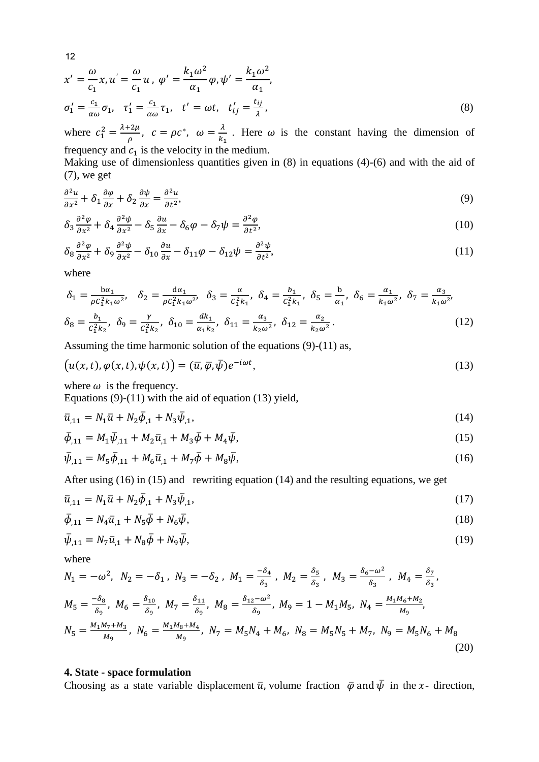$$x' = \frac{\omega}{c_1}x, u' = \frac{\omega}{c_1}u\,,\ \varphi' = \frac{k_1\omega^2}{\alpha_1}\varphi, \psi' = \frac{k_1\omega^2}{\alpha_1},$$

$$\sigma_1' = \frac{c_1}{\alpha\omega}\sigma_1, \quad \tau_1' = \frac{c_1}{\alpha\omega}\tau_1, \quad t' = \omega t, \quad t_{ij}' = \frac{t_{ij}}{\lambda}, \tag{8}$$

where $c_1^2 = \frac{\lambda+2\mu}{\rho}$, $c = \rho c^*$, $\omega = \frac{\lambda}{k_1}$. Here $\omega$ is the constant having the dimension of frequency and $c_1$ is the velocity in the medium.

Making use of dimensionless quantities given in (8) in equations (4)-(6) and with the aid of (7), we get

$$\frac{\partial^2 u}{\partial x^2} + \delta_1 \frac{\partial \varphi}{\partial x} + \delta_2 \frac{\partial \psi}{\partial x} = \frac{\partial^2 u}{\partial t^2}, \tag{9}$$

$$\delta_3 \frac{\partial^2 \varphi}{\partial x^2} + \delta_4 \frac{\partial^2 \psi}{\partial x^2} - \delta_5 \frac{\partial u}{\partial x} - \delta_6 \varphi - \delta_7 \psi = \frac{\partial^2 \varphi}{\partial t^2}, \tag{10}$$

$$\delta_8 \frac{\partial^2 \varphi}{\partial x^2} + \delta_9 \frac{\partial^2 \psi}{\partial x^2} - \delta_{10} \frac{\partial u}{\partial x} - \delta_{11} \varphi - \delta_{12} \psi = \frac{\partial^2 \psi}{\partial t^2}, \tag{11}$$

where

$$\delta_1 = \frac{\mathrm{b}\alpha_1}{\rho C_1^2 k_1 \omega^2}, \quad \delta_2 = \frac{\mathrm{d}\alpha_1}{\rho C_1^2 k_1 \omega^2}, \quad \delta_3 = \frac{\alpha}{C_1^2 k_1}, \ \delta_4 = \frac{b_1}{C_1^2 k_1}, \ \delta_5 = \frac{\mathrm{b}}{\alpha_1}, \ \delta_6 = \frac{\alpha_1}{k_1 \omega^2}, \ \delta_7 = \frac{\alpha_3}{k_1 \omega^2},$$

$$\delta_8 = \frac{b_1}{C_1^2 k_2}, \ \delta_9 = \frac{\gamma}{C_1^2 k_2}, \ \delta_{10} = \frac{d k_1}{\alpha_1 k_2}, \ \delta_{11} = \frac{\alpha_3}{k_2 \omega^2}, \ \delta_{12} = \frac{\alpha_2}{k_2 \omega^2}. \tag{12}$$

Assuming the time harmonic solution of the equations (9)-(11) as,

$$\big(u(x,t), \varphi(x,t), \psi(x,t)\big) = (\bar{u}, \bar{\varphi}, \bar{\psi}) e^{-i\omega t}, \tag{13}$$

where $\omega$ is the frequency.

Equations (9)-(11) with the aid of equation (13) yield,

$$\bar{u}_{,11} = N_1 \bar{u} + N_2 \bar{\phi}_{,1} + N_3 \bar{\psi}_{,1}, \tag{14}$$

$$\bar{\phi}_{,11} = M_1 \bar{\psi}_{,11} + M_2 \bar{u}_{,1} + M_3 \bar{\phi} + M_4 \bar{\psi}, \tag{15}$$

$$\bar{\psi}_{,11} = M_5 \bar{\phi}_{,11} + M_6 \bar{u}_{,1} + M_7 \bar{\phi} + M_8 \bar{\psi}, \tag{16}$$

After using (16) in (15) and rewriting equation (14) and the resulting equations, we get

$$\bar{u}_{,11} = N_1 \bar{u} + N_2 \bar{\phi}_{,1} + N_3 \bar{\psi}_{,1}, \tag{17}$$

$$\bar{\phi}_{,11} = N_4 \bar{u}_{,1} + N_5 \bar{\phi} + N_6 \bar{\psi}, \tag{18}$$

$$\bar{\psi}_{,11} = N_7 \bar{u}_{,1} + N_8 \bar{\phi} + N_9 \bar{\psi}, \tag{19}$$

where

$$N_1 = -\omega^2, \ \ N_2 = -\delta_1\,, \ N_3 = -\delta_2\,, \ M_1 = \frac{-\delta_4}{\delta_3}\,, \ M_2 = \frac{\delta_5}{\delta_3}\,, \ M_3 = \frac{\delta_6 - \omega^2}{\delta_3}\,, \ M_4 = \frac{\delta_7}{\delta_3},$$

$$M_5 = \frac{-\delta_8}{\delta_9}, \ M_6 = \frac{\delta_{10}}{\delta_9}, \ M_7 = \frac{\delta_{11}}{\delta_9}, \ M_8 = \frac{\delta_{12} - \omega^2}{\delta_9}, \ M_9 = 1 - M_1 M_5, \ N_4 = \frac{M_1 M_6 + M_2}{M_9},$$

$$N_5 = \frac{M_1 M_7 + M_3}{M_9}, \ N_6 = \frac{M_1 M_8 + M_4}{M_9}, \ N_7 = M_5 N_4 + M_6, \ N_8 = M_5 N_5 + M_7, \ N_9 = M_5 N_6 + M_8 \tag{20}$$

**4. State - space formulation**

Choosing as a state variable displacement $\bar{u}$, volume fraction $\bar{\varphi}$ and $\bar{\psi}$ in the $x$- direction,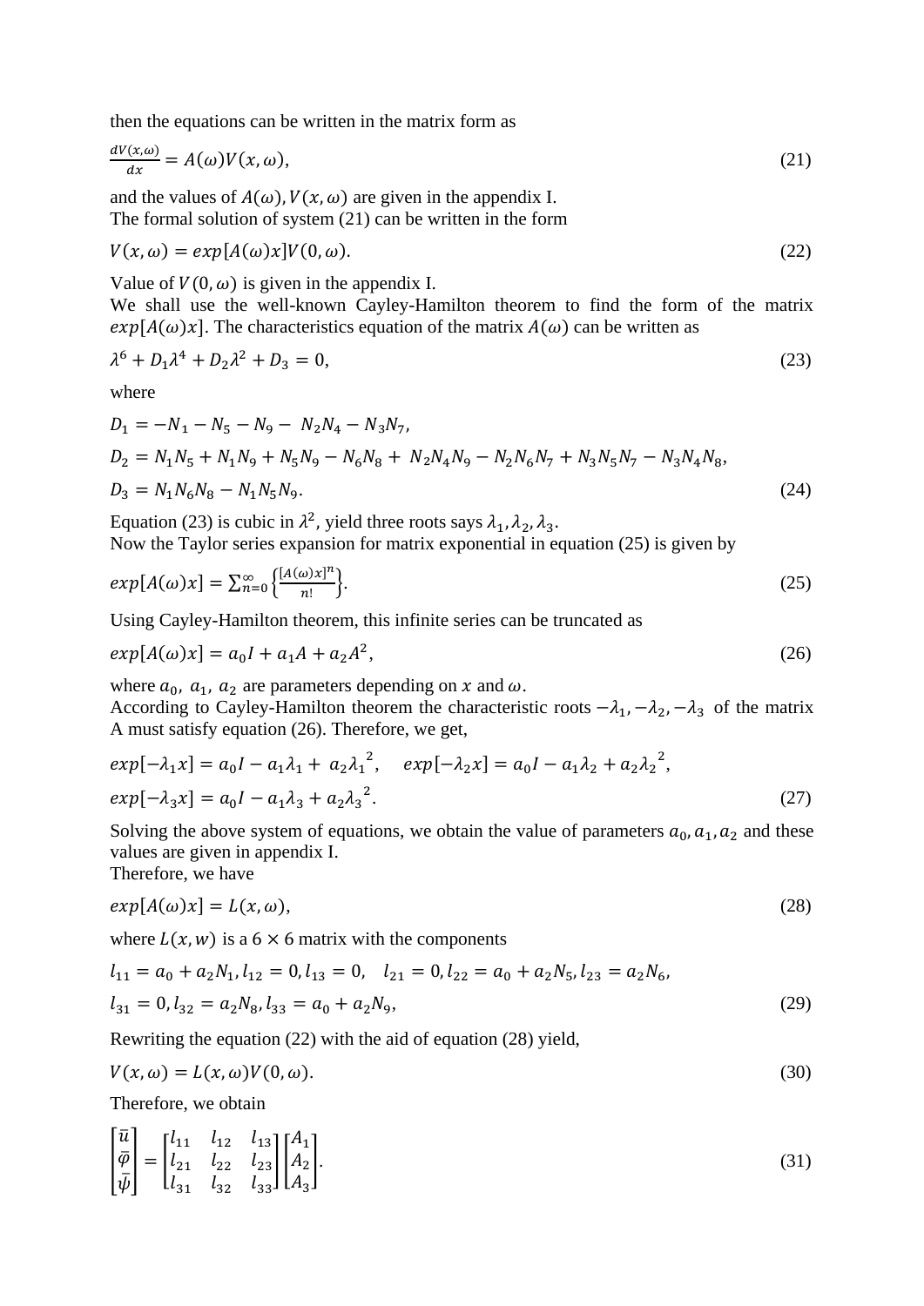then the equations can be written in the matrix form as

$$\frac{dV(x,\omega)}{dx} = A(\omega)V(x,\omega), \tag{21}$$

and the values of $A(\omega), V(x,\omega)$ are given in the appendix I.
The formal solution of system (21) can be written in the form

$$V(x,\omega) = exp[A(\omega)x]V(0,\omega). \tag{22}$$

Value of $V(0,\omega)$ is given in the appendix I.
We shall use the well-known Cayley-Hamilton theorem to find the form of the matrix $exp[A(\omega)x]$. The characteristics equation of the matrix $A(\omega)$ can be written as

$$\lambda^6 + D_1\lambda^4 + D_2\lambda^2 + D_3 = 0, \tag{23}$$

where

$$D_1 = -N_1 - N_5 - N_9 - N_2N_4 - N_3N_7,$$

$$D_2 = N_1N_5 + N_1N_9 + N_5N_9 - N_6N_8 + N_2N_4N_9 - N_2N_6N_7 + N_3N_5N_7 - N_3N_4N_8,$$

$$D_3 = N_1N_6N_8 - N_1N_5N_9. \tag{24}$$

Equation (23) is cubic in $\lambda^2$, yield three roots says $\lambda_1, \lambda_2, \lambda_3$.
Now the Taylor series expansion for matrix exponential in equation (25) is given by

$$exp[A(\omega)x] = \sum_{n=0}^{\infty}\left\{\frac{[A(\omega)x]^n}{n!}\right\}. \tag{25}$$

Using Cayley-Hamilton theorem, this infinite series can be truncated as

$$exp[A(\omega)x] = a_0I + a_1A + a_2A^2, \tag{26}$$

where $a_0,\ a_1,\ a_2$ are parameters depending on $x$ and $\omega$.
According to Cayley-Hamilton theorem the characteristic roots $-\lambda_1, -\lambda_2, -\lambda_3$ of the matrix A must satisfy equation (26). Therefore, we get,

$$exp[-\lambda_1 x] = a_0I - a_1\lambda_1 + a_2{\lambda_1}^2, \quad exp[-\lambda_2 x] = a_0I - a_1\lambda_2 + a_2{\lambda_2}^2,$$

$$exp[-\lambda_3 x] = a_0I - a_1\lambda_3 + a_2{\lambda_3}^2. \tag{27}$$

Solving the above system of equations, we obtain the value of parameters $a_0, a_1, a_2$ and these values are given in appendix I.
Therefore, we have

$$exp[A(\omega)x] = L(x,\omega), \tag{28}$$

where $L(x,w)$ is a $6 \times 6$ matrix with the components

$$l_{11} = a_0 + a_2N_1, l_{12} = 0, l_{13} = 0, \quad l_{21} = 0, l_{22} = a_0 + a_2N_5, l_{23} = a_2N_6,$$

$$l_{31} = 0, l_{32} = a_2N_8, l_{33} = a_0 + a_2N_9, \tag{29}$$

Rewriting the equation (22) with the aid of equation (28) yield,

$$V(x,\omega) = L(x,\omega)V(0,\omega). \tag{30}$$

Therefore, we obtain

$$\begin{bmatrix}\bar{u}\\ \bar{\varphi}\\ \bar{\psi}\end{bmatrix} = \begin{bmatrix}l_{11} & l_{12} & l_{13}\\ l_{21} & l_{22} & l_{23}\\ l_{31} & l_{32} & l_{33}\end{bmatrix}\begin{bmatrix}A_1\\ A_2\\ A_3\end{bmatrix}. \tag{31}$$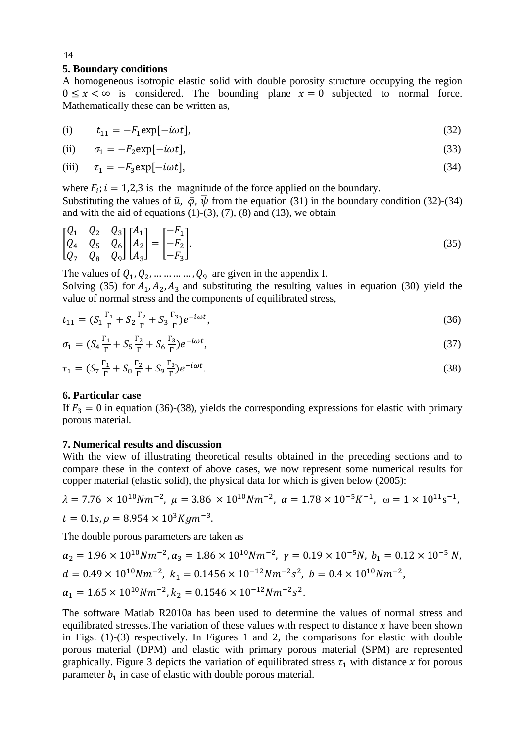## 5. Boundary conditions

A homogeneous isotropic elastic solid with double porosity structure occupying the region $0 \leq x < \infty$ is considered. The bounding plane $x = 0$ subjected to normal force. Mathematically these can be written as,

(i) $$t_{11} = -F_1 \exp[-i\omega t], \tag{32}$$

(ii) $$\sigma_1 = -F_2 \exp[-i\omega t], \tag{33}$$

(iii) $$\tau_1 = -F_3 \exp[-i\omega t], \tag{34}$$

where $F_i; i = 1,2,3$ is the magnitude of the force applied on the boundary.

Substituting the values of $\bar{u}$, $\bar{\varphi}$, $\bar{\psi}$ from the equation (31) in the boundary condition (32)-(34) and with the aid of equations (1)-(3), (7), (8) and (13), we obtain

$$\begin{bmatrix} Q_1 & Q_2 & Q_3 \\ Q_4 & Q_5 & Q_6 \\ Q_7 & Q_8 & Q_9 \end{bmatrix} \begin{bmatrix} A_1 \\ A_2 \\ A_3 \end{bmatrix} = \begin{bmatrix} -F_1 \\ -F_2 \\ -F_3 \end{bmatrix}. \tag{35}$$

The values of $Q_1, Q_2, \ldots\ldots\ldots, Q_9$ are given in the appendix I.

Solving (35) for $A_1, A_2, A_3$ and substituting the resulting values in equation (30) yield the value of normal stress and the components of equilibrated stress,

$$t_{11} = (S_1 \frac{\Gamma_1}{\Gamma} + S_2 \frac{\Gamma_2}{\Gamma} + S_3 \frac{\Gamma_3}{\Gamma}) e^{-i\omega t}, \tag{36}$$

$$\sigma_1 = (S_4 \frac{\Gamma_1}{\Gamma} + S_5 \frac{\Gamma_2}{\Gamma} + S_6 \frac{\Gamma_3}{\Gamma}) e^{-i\omega t}, \tag{37}$$

$$\tau_1 = (S_7 \frac{\Gamma_1}{\Gamma} + S_8 \frac{\Gamma_2}{\Gamma} + S_9 \frac{\Gamma_3}{\Gamma}) e^{-i\omega t}. \tag{38}$$

## 6. Particular case

If $F_3 = 0$ in equation (36)-(38), yields the corresponding expressions for elastic with primary porous material.

## 7. Numerical results and discussion

With the view of illustrating theoretical results obtained in the preceding sections and to compare these in the context of above cases, we now represent some numerical results for copper material (elastic solid), the physical data for which is given below (2005):

$$\lambda = 7.76 \times 10^{10} Nm^{-2},\ \mu = 3.86 \times 10^{10} Nm^{-2},\ \alpha = 1.78 \times 10^{-5} K^{-1},\ \omega = 1 \times 10^{11} s^{-1},$$

$$t = 0.1s, \rho = 8.954 \times 10^3 Kgm^{-3}.$$

The double porous parameters are taken as

$$\alpha_2 = 1.96 \times 10^{10} Nm^{-2}, \alpha_3 = 1.86 \times 10^{10} Nm^{-2},\ \gamma = 0.19 \times 10^{-5} N,\ b_1 = 0.12 \times 10^{-5}\ N,$$

$$d = 0.49 \times 10^{10} Nm^{-2},\ k_1 = 0.1456 \times 10^{-12} Nm^{-2} s^2,\ b = 0.4 \times 10^{10} Nm^{-2},$$

$$\alpha_1 = 1.65 \times 10^{10} Nm^{-2}, k_2 = 0.1546 \times 10^{-12} Nm^{-2} s^2.$$

The software Matlab R2010a has been used to determine the values of normal stress and equilibrated stresses.The variation of these values with respect to distance $x$ have been shown in Figs. (1)-(3) respectively. In Figures 1 and 2, the comparisons for elastic with double porous material (DPM) and elastic with primary porous material (SPM) are represented graphically. Figure 3 depicts the variation of equilibrated stress $\tau_1$ with distance $x$ for porous parameter $b_1$ in case of elastic with double porous material.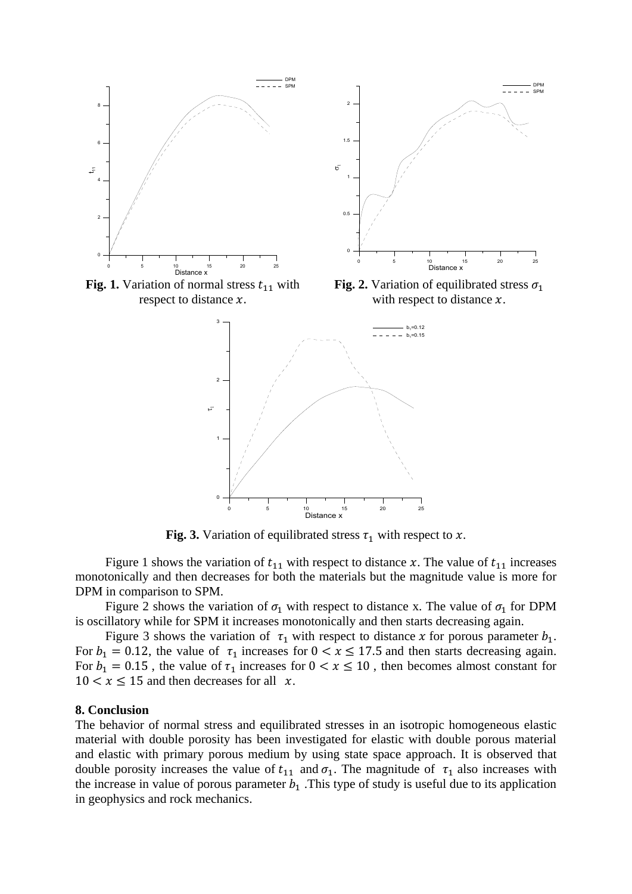DPM
SPM

$t_{11}$

0
2
4
6
8

0 5 10 15 20 25
Distance x

**Fig. 1.** Variation of normal stress $t_{11}$ with respect to distance $x$.

DPM
SPM

$\sigma_l$

0
0.5
1
1.5
2

0 5 10 15 20 25
Distance x

**Fig. 2.** Variation of equilibrated stress $\sigma_1$ with respect to distance $x$.

$b_1$=0.12
$b_1$=0.15

$\tau_l$

0
1
2
3

0 5 10 15 20 25
Distance x

**Fig. 3.** Variation of equilibrated stress $\tau_1$ with respect to $x$.

Figure 1 shows the variation of $t_{11}$ with respect to distance $x$. The value of $t_{11}$ increases monotonically and then decreases for both the materials but the magnitude value is more for DPM in comparison to SPM.

Figure 2 shows the variation of $\sigma_1$ with respect to distance x. The value of $\sigma_1$ for DPM is oscillatory while for SPM it increases monotonically and then starts decreasing again.

Figure 3 shows the variation of $\tau_1$ with respect to distance $x$ for porous parameter $b_1$. For $b_1 = 0.12$, the value of $\tau_1$ increases for $0 < x \leq 17.5$ and then starts decreasing again. For $b_1 = 0.15$ , the value of $\tau_1$ increases for $0 < x \leq 10$ , then becomes almost constant for $10 < x \leq 15$ and then decreases for all $x$.

## 8. Conclusion

The behavior of normal stress and equilibrated stresses in an isotropic homogeneous elastic material with double porosity has been investigated for elastic with double porous material and elastic with primary porous medium by using state space approach. It is observed that double porosity increases the value of $t_{11}$ and $\sigma_1$. The magnitude of $\tau_1$ also increases with the increase in value of porous parameter $b_1$ .This type of study is useful due to its application in geophysics and rock mechanics.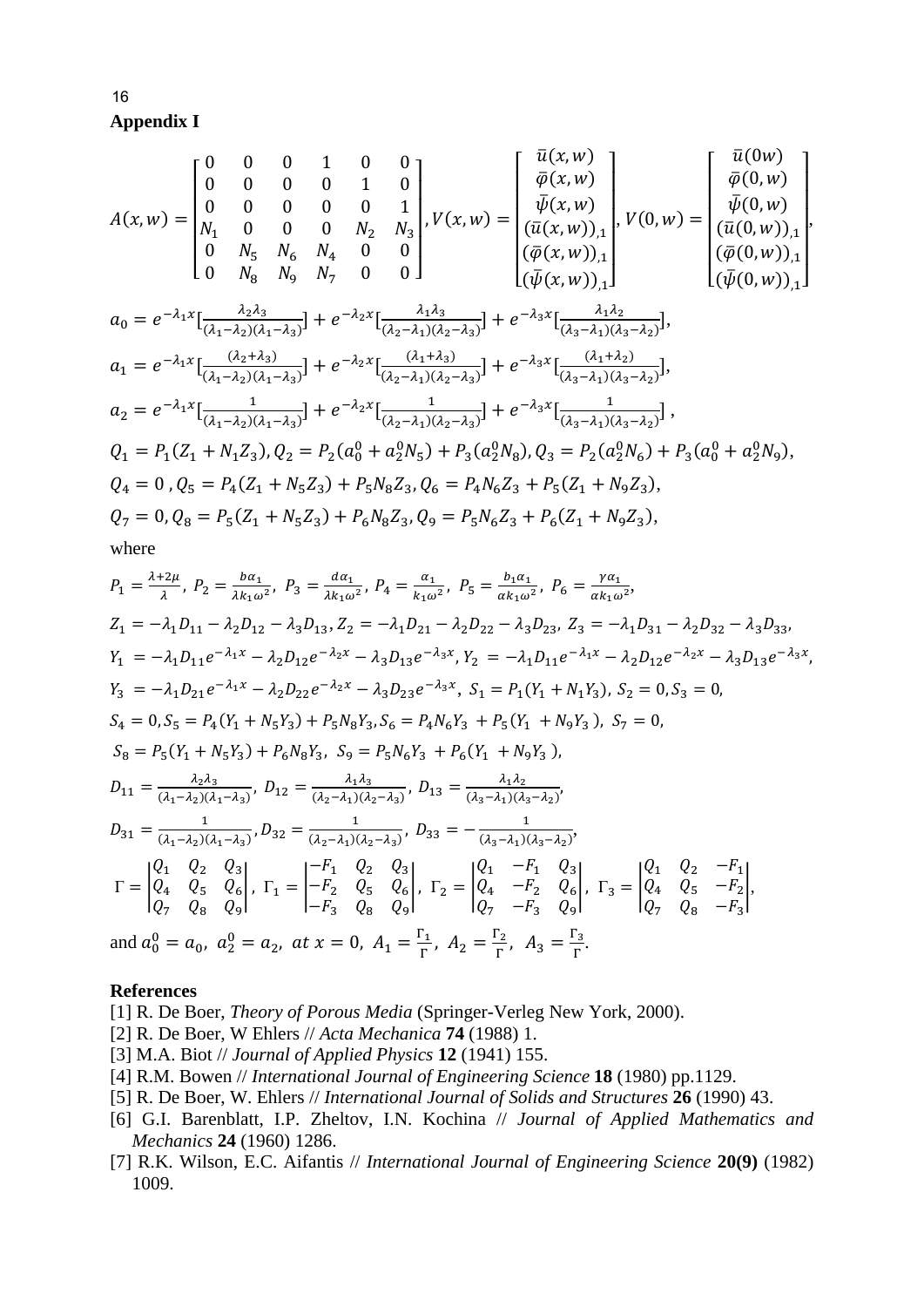## Appendix I

$$A(x,w)=\begin{bmatrix}0&0&0&1&0&0\\0&0&0&0&1&0\\0&0&0&0&0&1\\N_1&0&0&0&N_2&N_3\\0&N_5&N_6&N_4&0&0\\0&N_8&N_9&N_7&0&0\end{bmatrix}, V(x,w)=\begin{bmatrix}\bar{u}(x,w)\\\bar{\varphi}(x,w)\\\bar{\psi}(x,w)\\(\bar{u}(x,w))_{,1}\\(\bar{\varphi}(x,w))_{,1}\\(\bar{\psi}(x,w))_{,1}\end{bmatrix}, V(0,w)=\begin{bmatrix}\bar{u}(0w)\\\bar{\varphi}(0,w)\\\bar{\psi}(0,w)\\(\bar{u}(0,w))_{,1}\\(\bar{\varphi}(0,w))_{,1}\\(\bar{\psi}(0,w))_{,1}\end{bmatrix},$$

$$a_0=e^{-\lambda_1 x}\left[\frac{\lambda_2\lambda_3}{(\lambda_1-\lambda_2)(\lambda_1-\lambda_3)}\right]+e^{-\lambda_2 x}\left[\frac{\lambda_1\lambda_3}{(\lambda_2-\lambda_1)(\lambda_2-\lambda_3)}\right]+e^{-\lambda_3 x}\left[\frac{\lambda_1\lambda_2}{(\lambda_3-\lambda_1)(\lambda_3-\lambda_2)}\right],$$

$$a_1=e^{-\lambda_1 x}\left[\frac{(\lambda_2+\lambda_3)}{(\lambda_1-\lambda_2)(\lambda_1-\lambda_3)}\right]+e^{-\lambda_2 x}\left[\frac{(\lambda_1+\lambda_3)}{(\lambda_2-\lambda_1)(\lambda_2-\lambda_3)}\right]+e^{-\lambda_3 x}\left[\frac{(\lambda_1+\lambda_2)}{(\lambda_3-\lambda_1)(\lambda_3-\lambda_2)}\right],$$

$$a_2=e^{-\lambda_1 x}\left[\frac{1}{(\lambda_1-\lambda_2)(\lambda_1-\lambda_3)}\right]+e^{-\lambda_2 x}\left[\frac{1}{(\lambda_2-\lambda_1)(\lambda_2-\lambda_3)}\right]+e^{-\lambda_3 x}\left[\frac{1}{(\lambda_3-\lambda_1)(\lambda_3-\lambda_2)}\right],$$

$$Q_1=P_1(Z_1+N_1Z_3),\; Q_2=P_2(a_0^0+a_2^0N_5)+P_3(a_2^0N_8),\; Q_3=P_2(a_2^0N_6)+P_3(a_0^0+a_2^0N_9),$$

$$Q_4=0,\; Q_5=P_4(Z_1+N_5Z_3)+P_5N_8Z_3,\; Q_6=P_4N_6Z_3+P_5(Z_1+N_9Z_3),$$

$$Q_7=0,\; Q_8=P_5(Z_1+N_5Z_3)+P_6N_8Z_3,\; Q_9=P_5N_6Z_3+P_6(Z_1+N_9Z_3),$$

where

$$P_1=\frac{\lambda+2\mu}{\lambda},\; P_2=\frac{b\alpha_1}{\lambda k_1\omega^2},\; P_3=\frac{d\alpha_1}{\lambda k_1\omega^2},\; P_4=\frac{\alpha_1}{k_1\omega^2},\; P_5=\frac{b_1\alpha_1}{\alpha k_1\omega^2},\; P_6=\frac{\gamma\alpha_1}{\alpha k_1\omega^2},$$

$$Z_1=-\lambda_1D_{11}-\lambda_2D_{12}-\lambda_3D_{13},\; Z_2=-\lambda_1D_{21}-\lambda_2D_{22}-\lambda_3D_{23},\; Z_3=-\lambda_1D_{31}-\lambda_2D_{32}-\lambda_3D_{33},$$

$$Y_1=-\lambda_1D_{11}e^{-\lambda_1x}-\lambda_2D_{12}e^{-\lambda_2x}-\lambda_3D_{13}e^{-\lambda_3x},\; Y_2=-\lambda_1D_{11}e^{-\lambda_1x}-\lambda_2D_{12}e^{-\lambda_2x}-\lambda_3D_{13}e^{-\lambda_3x},$$

$$Y_3=-\lambda_1D_{21}e^{-\lambda_1x}-\lambda_2D_{22}e^{-\lambda_2x}-\lambda_3D_{23}e^{-\lambda_3x},\; S_1=P_1(Y_1+N_1Y_3),\; S_2=0, S_3=0,$$

$$S_4=0, S_5=P_4(Y_1+N_5Y_3)+P_5N_8Y_3, S_6=P_4N_6Y_3+P_5(Y_1+N_9Y_3),\; S_7=0,$$

$$S_8=P_5(Y_1+N_5Y_3)+P_6N_8Y_3,\; S_9=P_5N_6Y_3+P_6(Y_1+N_9Y_3),$$

$$D_{11}=\frac{\lambda_2\lambda_3}{(\lambda_1-\lambda_2)(\lambda_1-\lambda_3)},\; D_{12}=\frac{\lambda_1\lambda_3}{(\lambda_2-\lambda_1)(\lambda_2-\lambda_3)},\; D_{13}=\frac{\lambda_1\lambda_2}{(\lambda_3-\lambda_1)(\lambda_3-\lambda_2)},$$

$$D_{31}=\frac{1}{(\lambda_1-\lambda_2)(\lambda_1-\lambda_3)}, D_{32}=\frac{1}{(\lambda_2-\lambda_1)(\lambda_2-\lambda_3)},\; D_{33}=-\frac{1}{(\lambda_3-\lambda_1)(\lambda_3-\lambda_2)},$$

$$\Gamma=\begin{vmatrix}Q_1&Q_2&Q_3\\Q_4&Q_5&Q_6\\Q_7&Q_8&Q_9\end{vmatrix},\; \Gamma_1=\begin{vmatrix}-F_1&Q_2&Q_3\\-F_2&Q_5&Q_6\\-F_3&Q_8&Q_9\end{vmatrix},\; \Gamma_2=\begin{vmatrix}Q_1&-F_1&Q_3\\Q_4&-F_2&Q_6\\Q_7&-F_3&Q_9\end{vmatrix},\; \Gamma_3=\begin{vmatrix}Q_1&Q_2&-F_1\\Q_4&Q_5&-F_2\\Q_7&Q_8&-F_3\end{vmatrix},$$

and $a_0^0=a_0,\; a_2^0=a_2,\; at\ x=0,\; A_1=\frac{\Gamma_1}{\Gamma},\; A_2=\frac{\Gamma_2}{\Gamma},\; A_3=\frac{\Gamma_3}{\Gamma}$.

## References

[1] R. De Boer, *Theory of Porous Media* (Springer-Verleg New York, 2000).

[2] R. De Boer, W Ehlers // *Acta Mechanica* **74** (1988) 1.

[3] M.A. Biot // *Journal of Applied Physics* **12** (1941) 155.

[4] R.M. Bowen // *International Journal of Engineering Science* **18** (1980) pp.1129.

[5] R. De Boer, W. Ehlers // *International Journal of Solids and Structures* **26** (1990) 43.

[6] G.I. Barenblatt, I.P. Zheltov, I.N. Kochina // *Journal of Applied Mathematics and Mechanics* **24** (1960) 1286.

[7] R.K. Wilson, E.C. Aifantis // *International Journal of Engineering Science* **20(9)** (1982) 1009.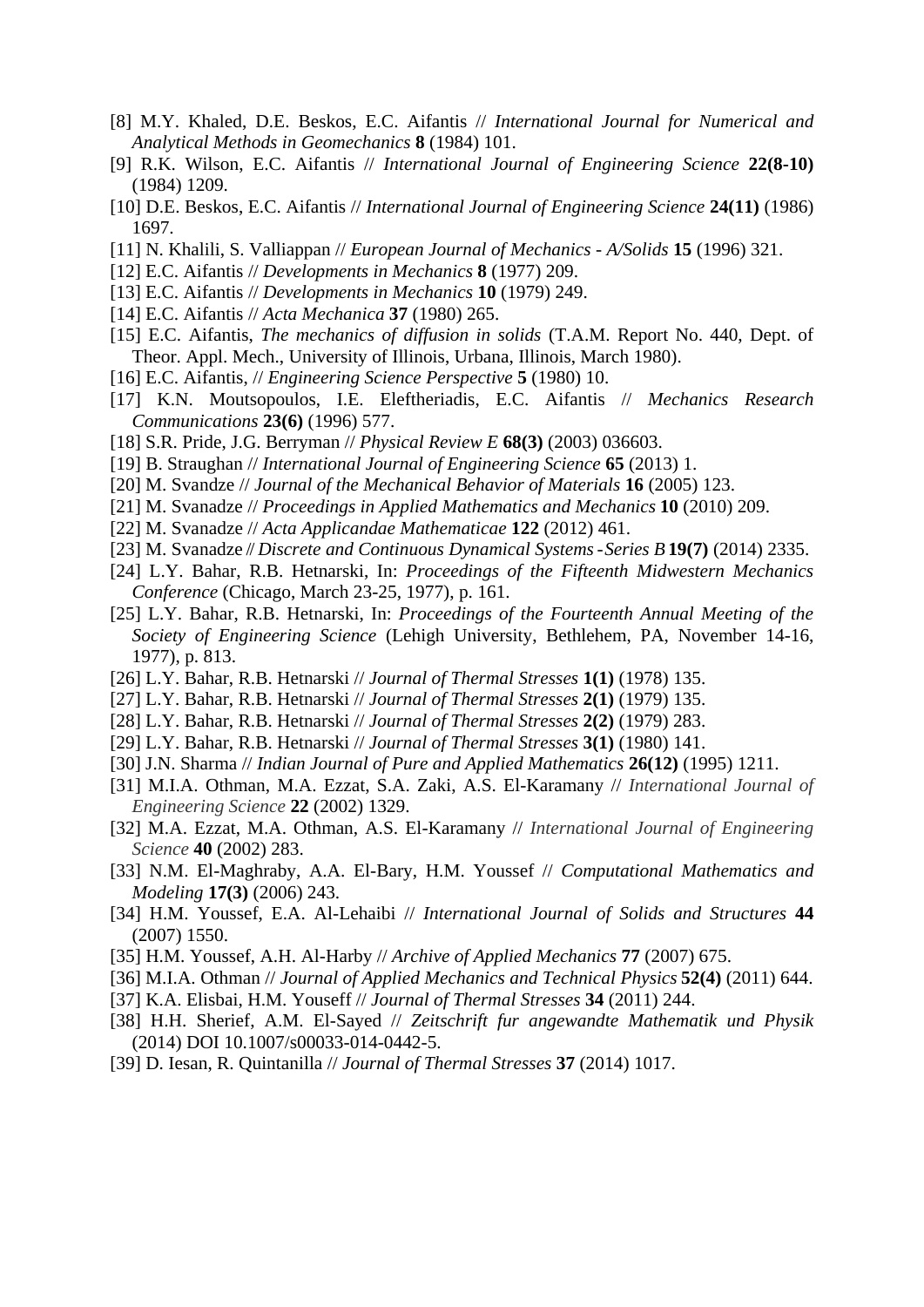[8] M.Y. Khaled, D.E. Beskos, E.C. Aifantis // *International Journal for Numerical and Analytical Methods in Geomechanics* **8** (1984) 101.

[9] R.K. Wilson, E.C. Aifantis // *International Journal of Engineering Science* **22(8-10)** (1984) 1209.

[10] D.E. Beskos, E.C. Aifantis // *International Journal of Engineering Science* **24(11)** (1986) 1697.

[11] N. Khalili, S. Valliappan // *European Journal of Mechanics - A/Solids* **15** (1996) 321.

[12] E.C. Aifantis // *Developments in Mechanics* **8** (1977) 209.

[13] E.C. Aifantis // *Developments in Mechanics* **10** (1979) 249.

[14] E.C. Aifantis // *Acta Mechanica* **37** (1980) 265.

[15] E.C. Aifantis, *The mechanics of diffusion in solids* (T.A.M. Report No. 440, Dept. of Theor. Appl. Mech., University of Illinois, Urbana, Illinois, March 1980).

[16] E.C. Aifantis, // *Engineering Science Perspective* **5** (1980) 10.

[17] K.N. Moutsopoulos, I.E. Eleftheriadis, E.C. Aifantis // *Mechanics Research Communications* **23(6)** (1996) 577.

[18] S.R. Pride, J.G. Berryman // *Physical Review E* **68(3)** (2003) 036603.

[19] B. Straughan // *International Journal of Engineering Science* **65** (2013) 1.

[20] M. Svandze // *Journal of the Mechanical Behavior of Materials* **16** (2005) 123.

[21] M. Svanadze // *Proceedings in Applied Mathematics and Mechanics* **10** (2010) 209.

[22] M. Svanadze // *Acta Applicandae Mathematicae* **122** (2012) 461.

[23] M. Svanadze // *Discrete and Continuous Dynamical Systems - Series B* **19(7)** (2014) 2335.

[24] L.Y. Bahar, R.B. Hetnarski, In: *Proceedings of the Fifteenth Midwestern Mechanics Conference* (Chicago, March 23-25, 1977), p. 161.

[25] L.Y. Bahar, R.B. Hetnarski, In: *Proceedings of the Fourteenth Annual Meeting of the Society of Engineering Science* (Lehigh University, Bethlehem, PA, November 14-16, 1977), p. 813.

[26] L.Y. Bahar, R.B. Hetnarski // *Journal of Thermal Stresses* **1(1)** (1978) 135.

[27] L.Y. Bahar, R.B. Hetnarski // *Journal of Thermal Stresses* **2(1)** (1979) 135.

[28] L.Y. Bahar, R.B. Hetnarski // *Journal of Thermal Stresses* **2(2)** (1979) 283.

[29] L.Y. Bahar, R.B. Hetnarski // *Journal of Thermal Stresses* **3(1)** (1980) 141.

[30] J.N. Sharma // *Indian Journal of Pure and Applied Mathematics* **26(12)** (1995) 1211.

[31] M.I.A. Othman, M.A. Ezzat, S.A. Zaki, A.S. El-Karamany // *International Journal of Engineering Science* **22** (2002) 1329.

[32] M.A. Ezzat, M.A. Othman, A.S. El-Karamany // *International Journal of Engineering Science* **40** (2002) 283.

[33] N.M. El-Maghraby, A.A. El-Bary, H.M. Youssef // *Computational Mathematics and Modeling* **17(3)** (2006) 243.

[34] H.M. Youssef, E.A. Al-Lehaibi // *International Journal of Solids and Structures* **44** (2007) 1550.

[35] H.M. Youssef, A.H. Al-Harby // *Archive of Applied Mechanics* **77** (2007) 675.

[36] M.I.A. Othman // *Journal of Applied Mechanics and Technical Physics* **52(4)** (2011) 644.

[37] K.A. Elisbai, H.M. Youseff // *Journal of Thermal Stresses* **34** (2011) 244.

[38] H.H. Sherief, A.M. El-Sayed // *Zeitschrift fur angewandte Mathematik und Physik* (2014) DOI 10.1007/s00033-014-0442-5.

[39] D. Iesan, R. Quintanilla // *Journal of Thermal Stresses* **37** (2014) 1017.